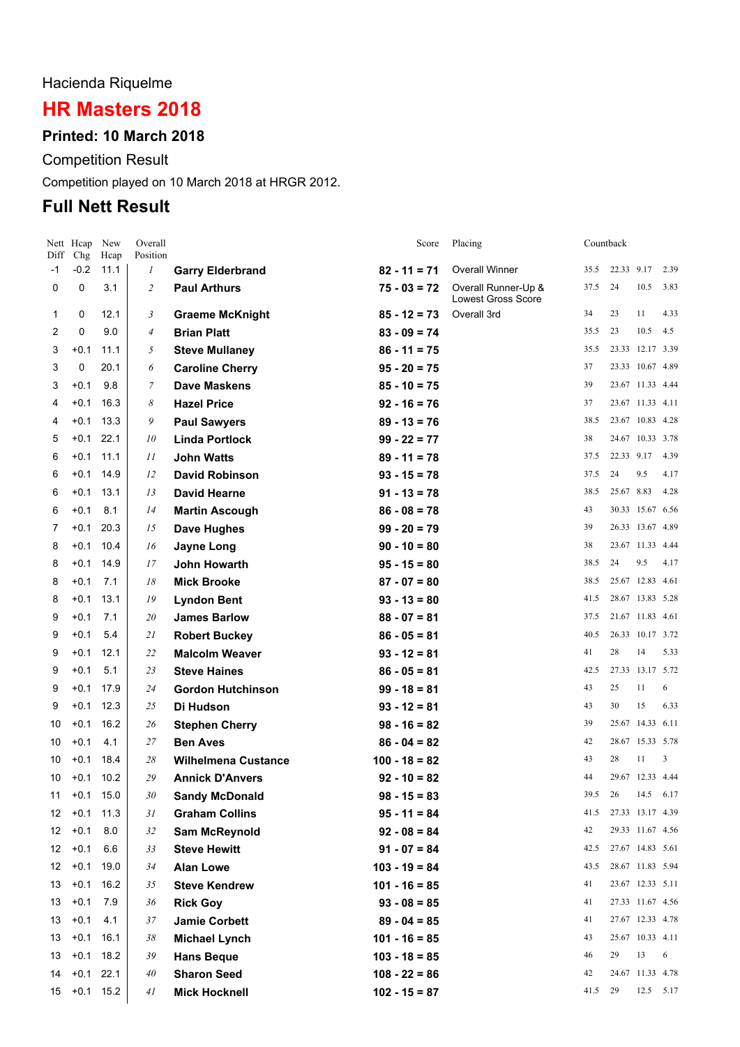Hacienda Riquelme

# HR Masters 2018

### Printed: 10 March 2018

Competition Result

Competition played on 10 March 2018 at HRGR 2012.

## Full Nett Result

| Nett Diff | Hcap Chg | New Hcap | Overall Position | | Score | Placing | Countback | | | |
|---|---|---|---|---|---|---|---|---|---|---|
| -1 | -0.2 | 11.1 | *1* | **Garry Elderbrand** | **82 - 11 = 71** | Overall Winner | 35.5 | 22.33 | 9.17 | 2.39 |
| 0 | 0 | 3.1 | *2* | **Paul Arthurs** | **75 - 03 = 72** | Overall Runner-Up & Lowest Gross Score | 37.5 | 24 | 10.5 | 3.83 |
| 1 | 0 | 12.1 | *3* | **Graeme McKnight** | **85 - 12 = 73** | Overall 3rd | 34 | 23 | 11 | 4.33 |
| 2 | 0 | 9.0 | *4* | **Brian Platt** | **83 - 09 = 74** | | 35.5 | 23 | 10.5 | 4.5 |
| 3 | +0.1 | 11.1 | *5* | **Steve Mullaney** | **86 - 11 = 75** | | 35.5 | 23.33 | 12.17 | 3.39 |
| 3 | 0 | 20.1 | *6* | **Caroline Cherry** | **95 - 20 = 75** | | 37 | 23.33 | 10.67 | 4.89 |
| 3 | +0.1 | 9.8 | *7* | **Dave Maskens** | **85 - 10 = 75** | | 39 | 23.67 | 11.33 | 4.44 |
| 4 | +0.1 | 16.3 | *8* | **Hazel Price** | **92 - 16 = 76** | | 37 | 23.67 | 11.33 | 4.11 |
| 4 | +0.1 | 13.3 | *9* | **Paul Sawyers** | **89 - 13 = 76** | | 38.5 | 23.67 | 10.83 | 4.28 |
| 5 | +0.1 | 22.1 | *10* | **Linda Portlock** | **99 - 22 = 77** | | 38 | 24.67 | 10.33 | 3.78 |
| 6 | +0.1 | 11.1 | *11* | **John Watts** | **89 - 11 = 78** | | 37.5 | 22.33 | 9.17 | 4.39 |
| 6 | +0.1 | 14.9 | *12* | **David Robinson** | **93 - 15 = 78** | | 37.5 | 24 | 9.5 | 4.17 |
| 6 | +0.1 | 13.1 | *13* | **David Hearne** | **91 - 13 = 78** | | 38.5 | 25.67 | 8.83 | 4.28 |
| 6 | +0.1 | 8.1 | *14* | **Martin Ascough** | **86 - 08 = 78** | | 43 | 30.33 | 15.67 | 6.56 |
| 7 | +0.1 | 20.3 | *15* | **Dave Hughes** | **99 - 20 = 79** | | 39 | 26.33 | 13.67 | 4.89 |
| 8 | +0.1 | 10.4 | *16* | **Jayne Long** | **90 - 10 = 80** | | 38 | 23.67 | 11.33 | 4.44 |
| 8 | +0.1 | 14.9 | *17* | **John Howarth** | **95 - 15 = 80** | | 38.5 | 24 | 9.5 | 4.17 |
| 8 | +0.1 | 7.1 | *18* | **Mick Brooke** | **87 - 07 = 80** | | 38.5 | 25.67 | 12.83 | 4.61 |
| 8 | +0.1 | 13.1 | *19* | **Lyndon Bent** | **93 - 13 = 80** | | 41.5 | 28.67 | 13.83 | 5.28 |
| 9 | +0.1 | 7.1 | *20* | **James Barlow** | **88 - 07 = 81** | | 37.5 | 21.67 | 11.83 | 4.61 |
| 9 | +0.1 | 5.4 | *21* | **Robert Buckey** | **86 - 05 = 81** | | 40.5 | 26.33 | 10.17 | 3.72 |
| 9 | +0.1 | 12.1 | *22* | **Malcolm Weaver** | **93 - 12 = 81** | | 41 | 28 | 14 | 5.33 |
| 9 | +0.1 | 5.1 | *23* | **Steve Haines** | **86 - 05 = 81** | | 42.5 | 27.33 | 13.17 | 5.72 |
| 9 | +0.1 | 17.9 | *24* | **Gordon Hutchinson** | **99 - 18 = 81** | | 43 | 25 | 11 | 6 |
| 9 | +0.1 | 12.3 | *25* | **Di Hudson** | **93 - 12 = 81** | | 43 | 30 | 15 | 6.33 |
| 10 | +0.1 | 16.2 | *26* | **Stephen Cherry** | **98 - 16 = 82** | | 39 | 25.67 | 14.33 | 6.11 |
| 10 | +0.1 | 4.1 | *27* | **Ben Aves** | **86 - 04 = 82** | | 42 | 28.67 | 15.33 | 5.78 |
| 10 | +0.1 | 18.4 | *28* | **Wilhelmena Custance** | **100 - 18 = 82** | | 43 | 28 | 11 | 3 |
| 10 | +0.1 | 10.2 | *29* | **Annick D'Anvers** | **92 - 10 = 82** | | 44 | 29.67 | 12.33 | 4.44 |
| 11 | +0.1 | 15.0 | *30* | **Sandy McDonald** | **98 - 15 = 83** | | 39.5 | 26 | 14.5 | 6.17 |
| 12 | +0.1 | 11.3 | *31* | **Graham Collins** | **95 - 11 = 84** | | 41.5 | 27.33 | 13.17 | 4.39 |
| 12 | +0.1 | 8.0 | *32* | **Sam McReynold** | **92 - 08 = 84** | | 42 | 29.33 | 11.67 | 4.56 |
| 12 | +0.1 | 6.6 | *33* | **Steve Hewitt** | **91 - 07 = 84** | | 42.5 | 27.67 | 14.83 | 5.61 |
| 12 | +0.1 | 19.0 | *34* | **Alan Lowe** | **103 - 19 = 84** | | 43.5 | 28.67 | 11.83 | 5.94 |
| 13 | +0.1 | 16.2 | *35* | **Steve Kendrew** | **101 - 16 = 85** | | 41 | 23.67 | 12.33 | 5.11 |
| 13 | +0.1 | 7.9 | *36* | **Rick Goy** | **93 - 08 = 85** | | 41 | 27.33 | 11.67 | 4.56 |
| 13 | +0.1 | 4.1 | *37* | **Jamie Corbett** | **89 - 04 = 85** | | 41 | 27.67 | 12.33 | 4.78 |
| 13 | +0.1 | 16.1 | *38* | **Michael Lynch** | **101 - 16 = 85** | | 43 | 25.67 | 10.33 | 4.11 |
| 13 | +0.1 | 18.2 | *39* | **Hans Beque** | **103 - 18 = 85** | | 46 | 29 | 13 | 6 |
| 14 | +0.1 | 22.1 | *40* | **Sharon Seed** | **108 - 22 = 86** | | 42 | 24.67 | 11.33 | 4.78 |
| 15 | +0.1 | 15.2 | *41* | **Mick Hocknell** | **102 - 15 = 87** | | 41.5 | 29 | 12.5 | 5.17 |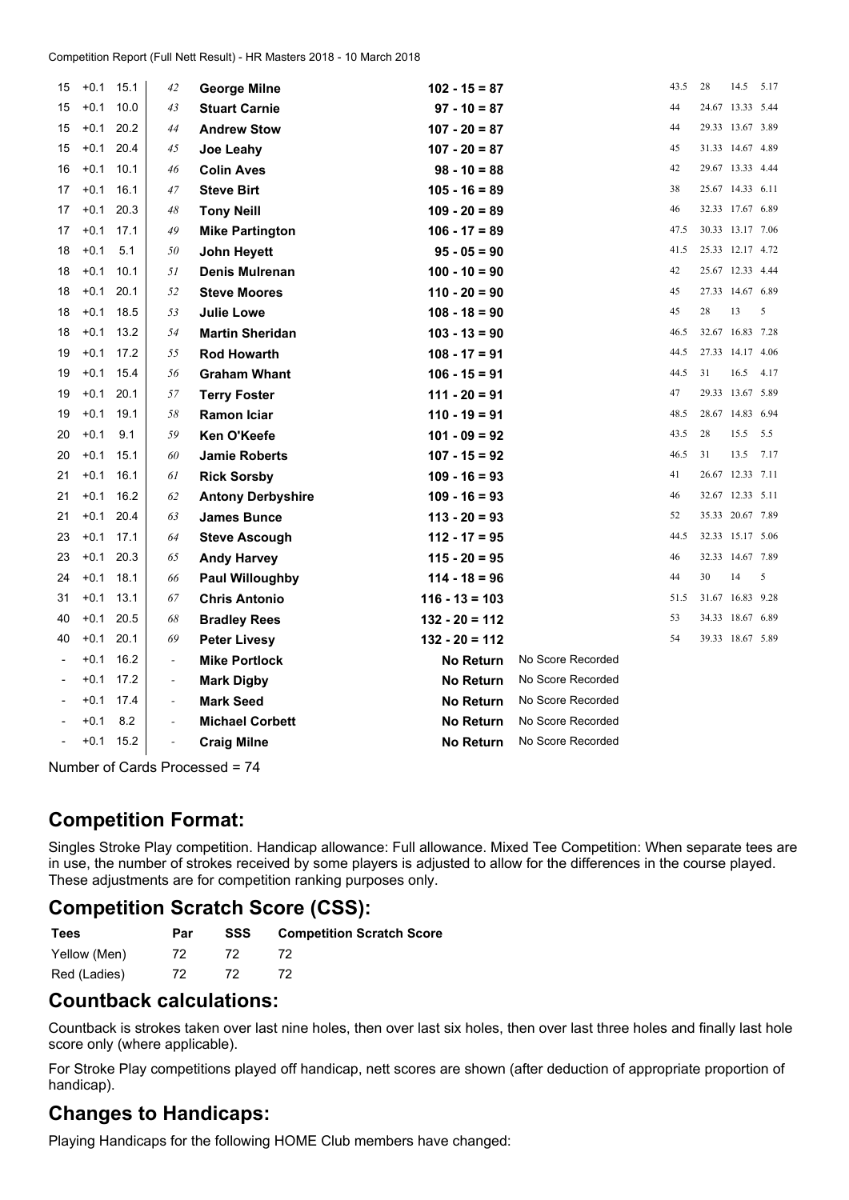Competition Report (Full Nett Result) - HR Masters 2018 - 10 March 2018

| | | | | | | | | | | |
|---|---|---|---|---|---|---|---|---|---|---|
| 15 | +0.1 | 15.1 | 42 | **George Milne** | **102 - 15 = 87** | | 43.5 | 28 | 14.5 | 5.17 |
| 15 | +0.1 | 10.0 | 43 | **Stuart Carnie** | **97 - 10 = 87** | | 44 | 24.67 | 13.33 | 5.44 |
| 15 | +0.1 | 20.2 | 44 | **Andrew Stow** | **107 - 20 = 87** | | 44 | 29.33 | 13.67 | 3.89 |
| 15 | +0.1 | 20.4 | 45 | **Joe Leahy** | **107 - 20 = 87** | | 45 | 31.33 | 14.67 | 4.89 |
| 16 | +0.1 | 10.1 | 46 | **Colin Aves** | **98 - 10 = 88** | | 42 | 29.67 | 13.33 | 4.44 |
| 17 | +0.1 | 16.1 | 47 | **Steve Birt** | **105 - 16 = 89** | | 38 | 25.67 | 14.33 | 6.11 |
| 17 | +0.1 | 20.3 | 48 | **Tony Neill** | **109 - 20 = 89** | | 46 | 32.33 | 17.67 | 6.89 |
| 17 | +0.1 | 17.1 | 49 | **Mike Partington** | **106 - 17 = 89** | | 47.5 | 30.33 | 13.17 | 7.06 |
| 18 | +0.1 | 5.1 | 50 | **John Heyett** | **95 - 05 = 90** | | 41.5 | 25.33 | 12.17 | 4.72 |
| 18 | +0.1 | 10.1 | 51 | **Denis Mulrenan** | **100 - 10 = 90** | | 42 | 25.67 | 12.33 | 4.44 |
| 18 | +0.1 | 20.1 | 52 | **Steve Moores** | **110 - 20 = 90** | | 45 | 27.33 | 14.67 | 6.89 |
| 18 | +0.1 | 18.5 | 53 | **Julie Lowe** | **108 - 18 = 90** | | 45 | 28 | 13 | 5 |
| 18 | +0.1 | 13.2 | 54 | **Martin Sheridan** | **103 - 13 = 90** | | 46.5 | 32.67 | 16.83 | 7.28 |
| 19 | +0.1 | 17.2 | 55 | **Rod Howarth** | **108 - 17 = 91** | | 44.5 | 27.33 | 14.17 | 4.06 |
| 19 | +0.1 | 15.4 | 56 | **Graham Whant** | **106 - 15 = 91** | | 44.5 | 31 | 16.5 | 4.17 |
| 19 | +0.1 | 20.1 | 57 | **Terry Foster** | **111 - 20 = 91** | | 47 | 29.33 | 13.67 | 5.89 |
| 19 | +0.1 | 19.1 | 58 | **Ramon Iciar** | **110 - 19 = 91** | | 48.5 | 28.67 | 14.83 | 6.94 |
| 20 | +0.1 | 9.1 | 59 | **Ken O'Keefe** | **101 - 09 = 92** | | 43.5 | 28 | 15.5 | 5.5 |
| 20 | +0.1 | 15.1 | 60 | **Jamie Roberts** | **107 - 15 = 92** | | 46.5 | 31 | 13.5 | 7.17 |
| 21 | +0.1 | 16.1 | 61 | **Rick Sorsby** | **109 - 16 = 93** | | 41 | 26.67 | 12.33 | 7.11 |
| 21 | +0.1 | 16.2 | 62 | **Antony Derbyshire** | **109 - 16 = 93** | | 46 | 32.67 | 12.33 | 5.11 |
| 21 | +0.1 | 20.4 | 63 | **James Bunce** | **113 - 20 = 93** | | 52 | 35.33 | 20.67 | 7.89 |
| 23 | +0.1 | 17.1 | 64 | **Steve Ascough** | **112 - 17 = 95** | | 44.5 | 32.33 | 15.17 | 5.06 |
| 23 | +0.1 | 20.3 | 65 | **Andy Harvey** | **115 - 20 = 95** | | 46 | 32.33 | 14.67 | 7.89 |
| 24 | +0.1 | 18.1 | 66 | **Paul Willoughby** | **114 - 18 = 96** | | 44 | 30 | 14 | 5 |
| 31 | +0.1 | 13.1 | 67 | **Chris Antonio** | **116 - 13 = 103** | | 51.5 | 31.67 | 16.83 | 9.28 |
| 40 | +0.1 | 20.5 | 68 | **Bradley Rees** | **132 - 20 = 112** | | 53 | 34.33 | 18.67 | 6.89 |
| 40 | +0.1 | 20.1 | 69 | **Peter Livesy** | **132 - 20 = 112** | | 54 | 39.33 | 18.67 | 5.89 |
| - | +0.1 | 16.2 | - | **Mike Portlock** | **No Return** | No Score Recorded | | | | |
| - | +0.1 | 17.2 | - | **Mark Digby** | **No Return** | No Score Recorded | | | | |
| - | +0.1 | 17.4 | - | **Mark Seed** | **No Return** | No Score Recorded | | | | |
| - | +0.1 | 8.2 | - | **Michael Corbett** | **No Return** | No Score Recorded | | | | |
| - | +0.1 | 15.2 | - | **Craig Milne** | **No Return** | No Score Recorded | | | | |

Number of Cards Processed = 74

## Competition Format:

Singles Stroke Play competition. Handicap allowance: Full allowance. Mixed Tee Competition: When separate tees are in use, the number of strokes received by some players is adjusted to allow for the differences in the course played. These adjustments are for competition ranking purposes only.

## Competition Scratch Score (CSS):

| Tees | Par | SSS | Competition Scratch Score |
|---|---|---|---|
| Yellow (Men) | 72 | 72 | 72 |
| Red (Ladies) | 72 | 72 | 72 |

## Countback calculations:

Countback is strokes taken over last nine holes, then over last six holes, then over last three holes and finally last hole score only (where applicable).

For Stroke Play competitions played off handicap, nett scores are shown (after deduction of appropriate proportion of handicap).

## Changes to Handicaps:

Playing Handicaps for the following HOME Club members have changed: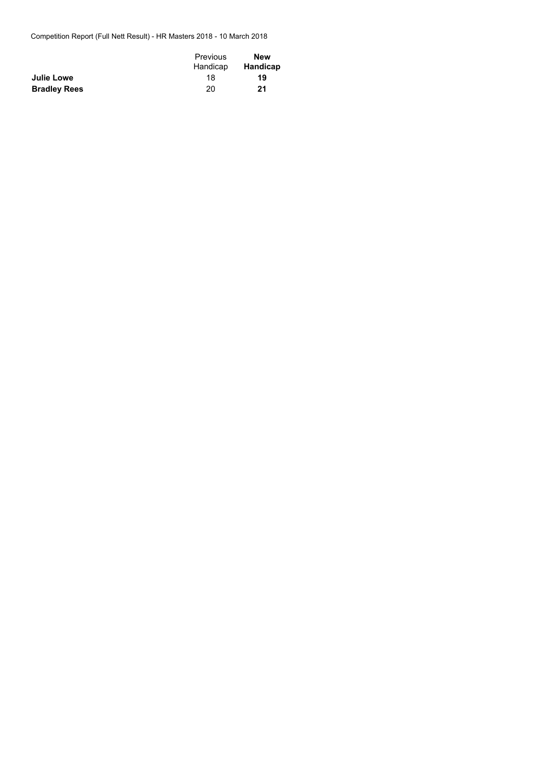Competition Report (Full Nett Result) - HR Masters 2018 - 10 March 2018

| | Previous Handicap | **New Handicap** |
|---|---|---|
| **Julie Lowe** | 18 | **19** |
| **Bradley Rees** | 20 | **21** |